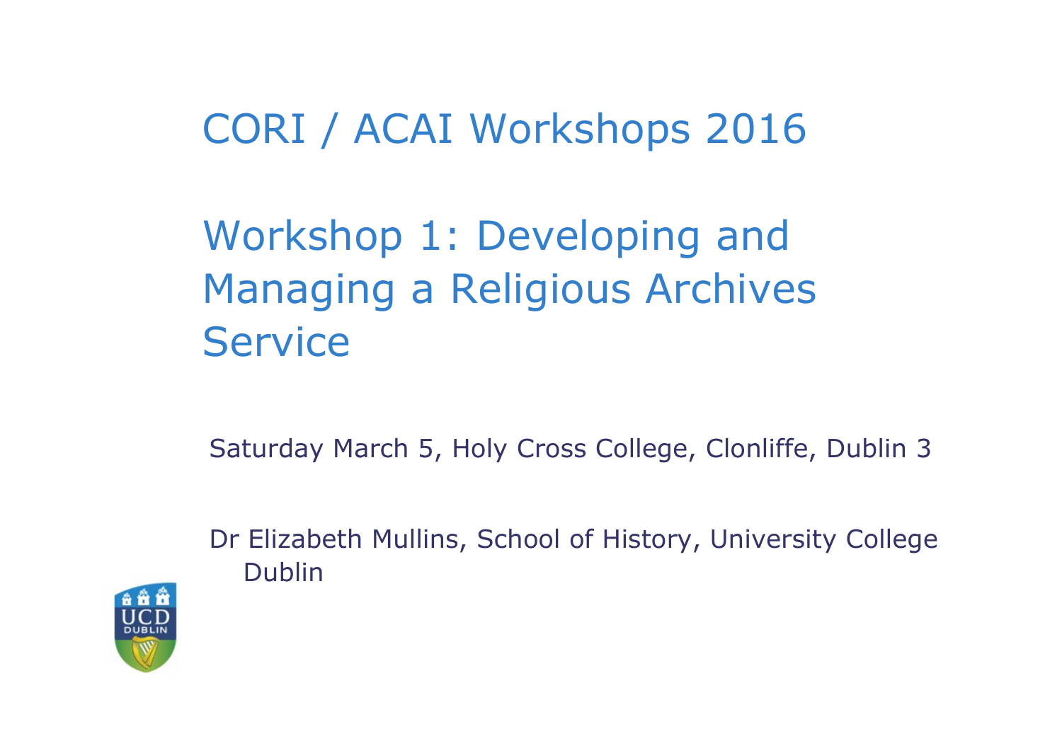# CORI / ACAI Workshops 2016

## Workshop 1: Developing and Managing a Religious Archives Service

Saturday March 5, Holy Cross College, Clonliffe, Dublin 3

Dr Elizabeth Mullins, School of History, University College Dublin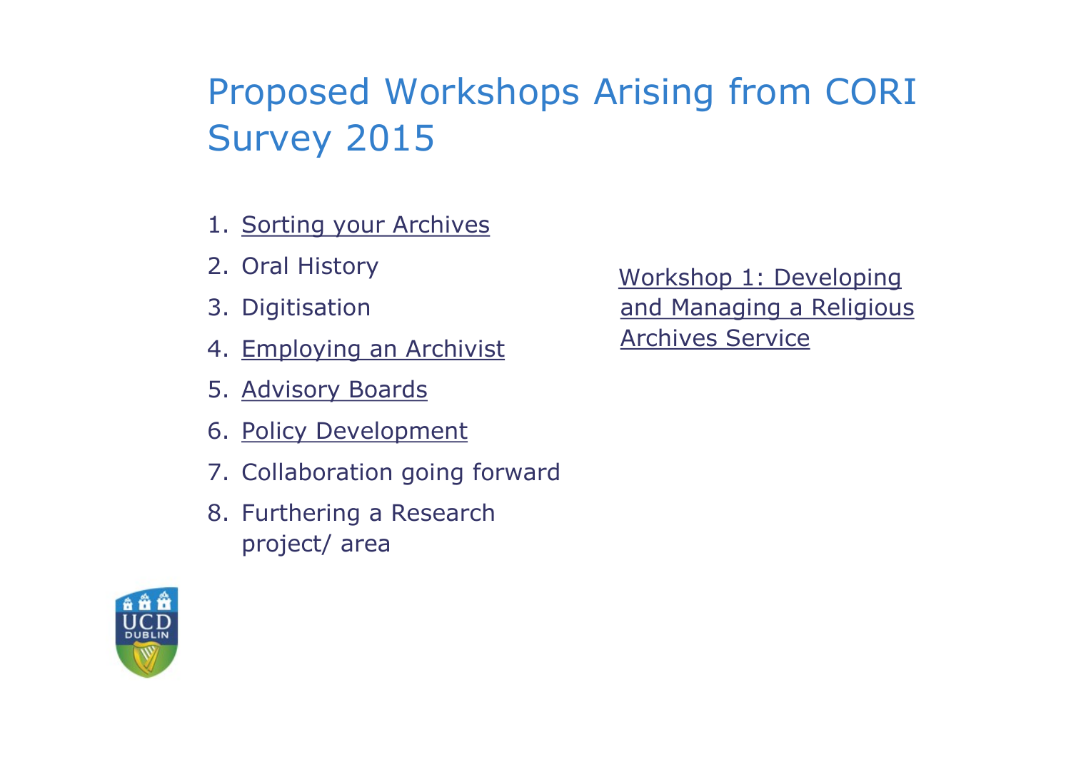# Proposed Workshops Arising from CORI Survey 2015

1. Sorting your Archives
2. Oral History
3. Digitisation
4. Employing an Archivist
5. Advisory Boards
6. Policy Development
7. Collaboration going forward
8. Furthering a Research project/ area

Workshop 1: Developing and Managing a Religious Archives Service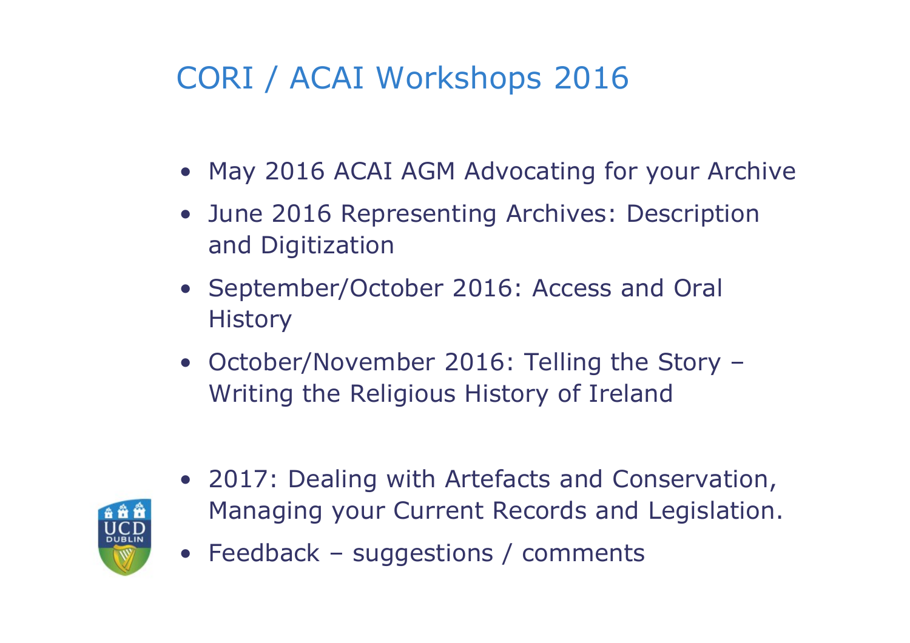# CORI / ACAI Workshops 2016

- May 2016 ACAI AGM Advocating for your Archive
- June 2016 Representing Archives: Description and Digitization
- September/October 2016: Access and Oral History
- October/November 2016: Telling the Story – Writing the Religious History of Ireland

- 2017: Dealing with Artefacts and Conservation, Managing your Current Records and Legislation.
- Feedback – suggestions / comments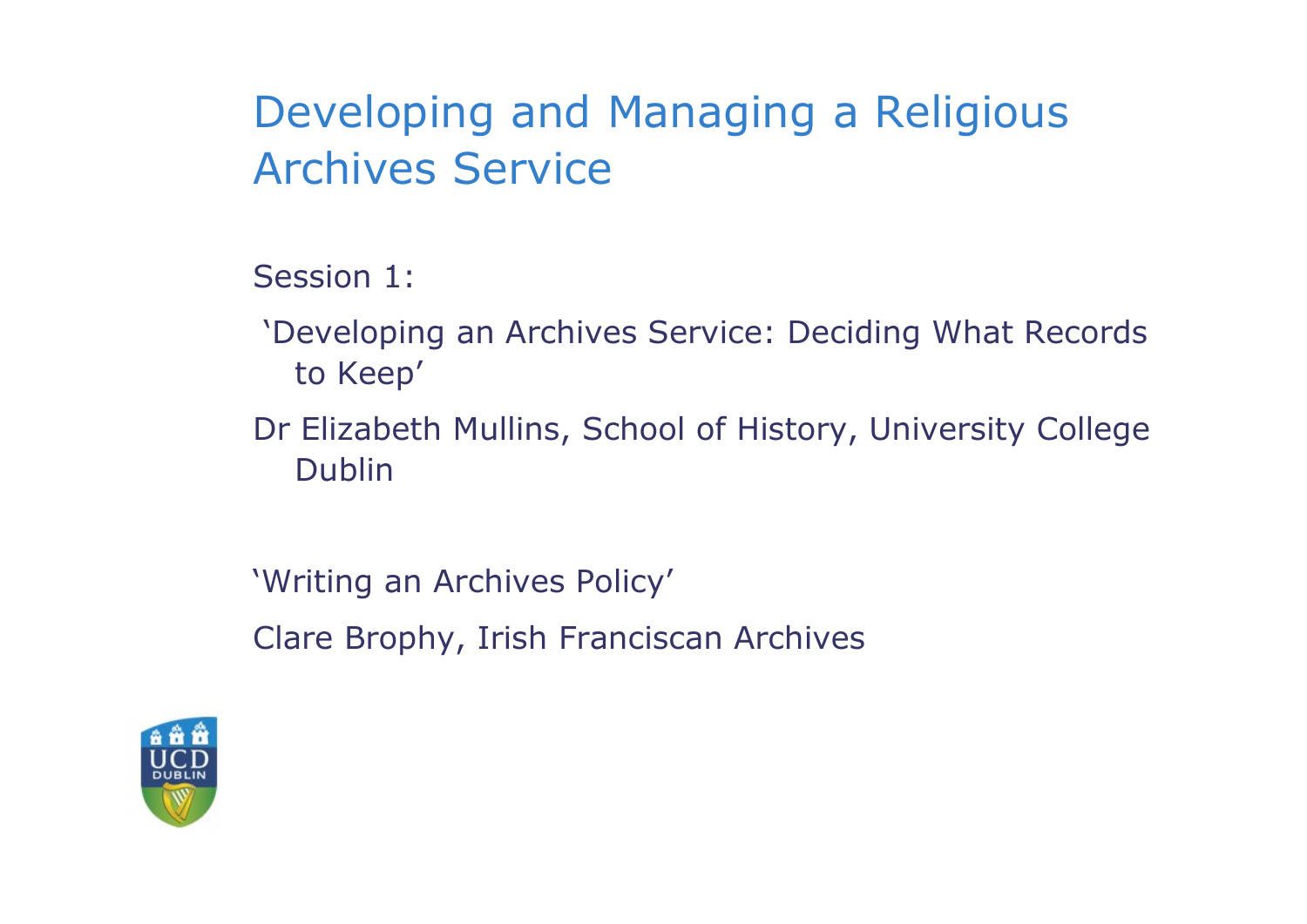# Developing and Managing a Religious Archives Service

Session 1:

'Developing an Archives Service: Deciding What Records to Keep'

Dr Elizabeth Mullins, School of History, University College Dublin

'Writing an Archives Policy'

Clare Brophy, Irish Franciscan Archives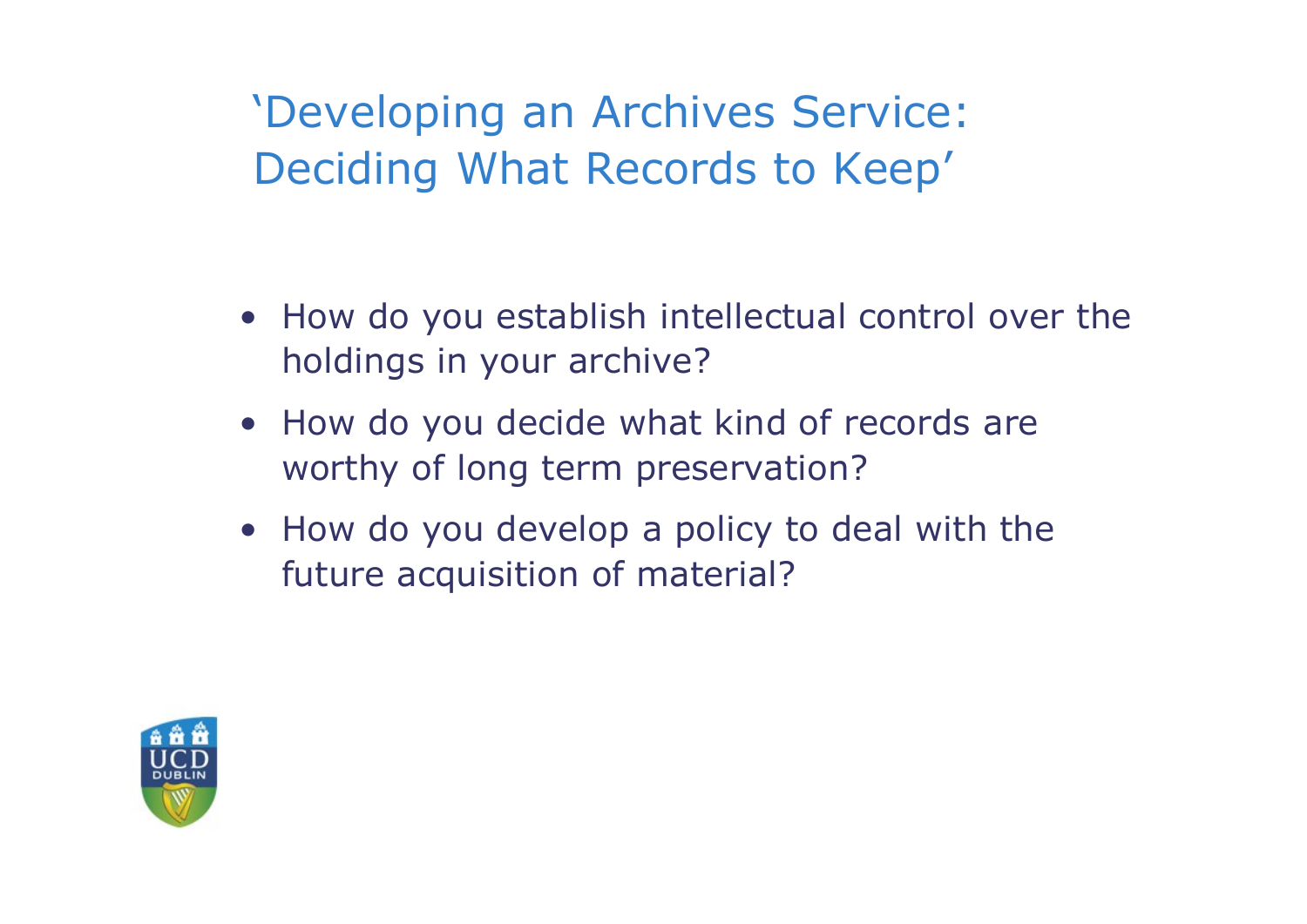# 'Developing an Archives Service: Deciding What Records to Keep'

- How do you establish intellectual control over the holdings in your archive?
- How do you decide what kind of records are worthy of long term preservation?
- How do you develop a policy to deal with the future acquisition of material?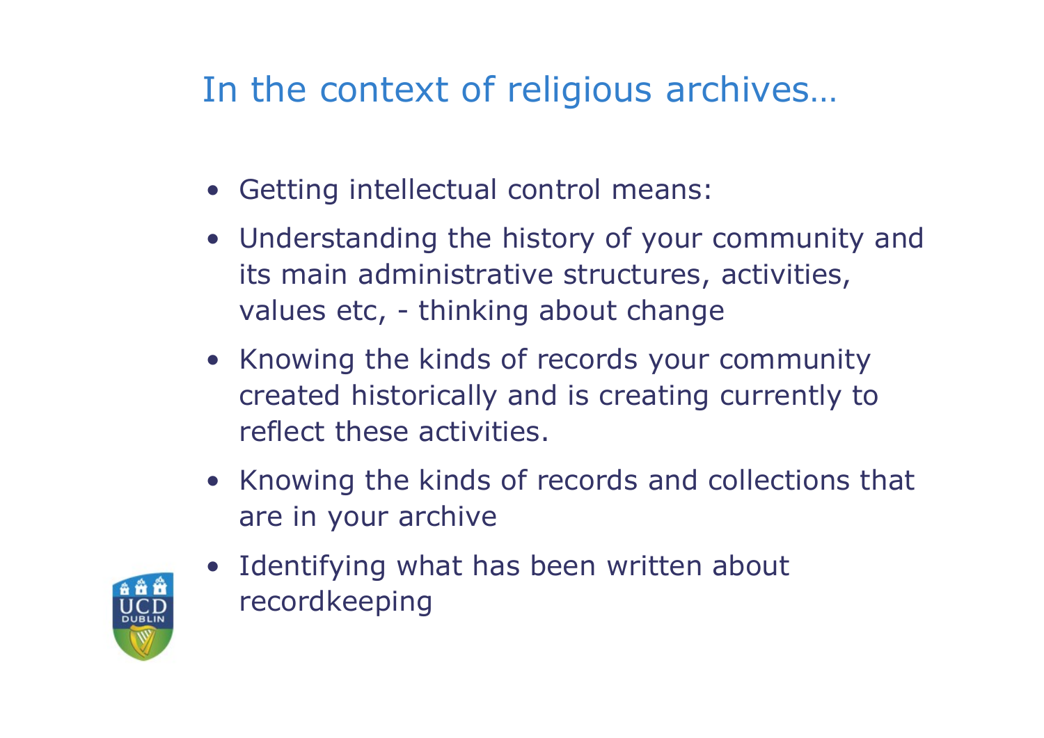# In the context of religious archives…

- Getting intellectual control means:
- Understanding the history of your community and its main administrative structures, activities, values etc, - thinking about change
- Knowing the kinds of records your community created historically and is creating currently to reflect these activities.
- Knowing the kinds of records and collections that are in your archive
- Identifying what has been written about recordkeeping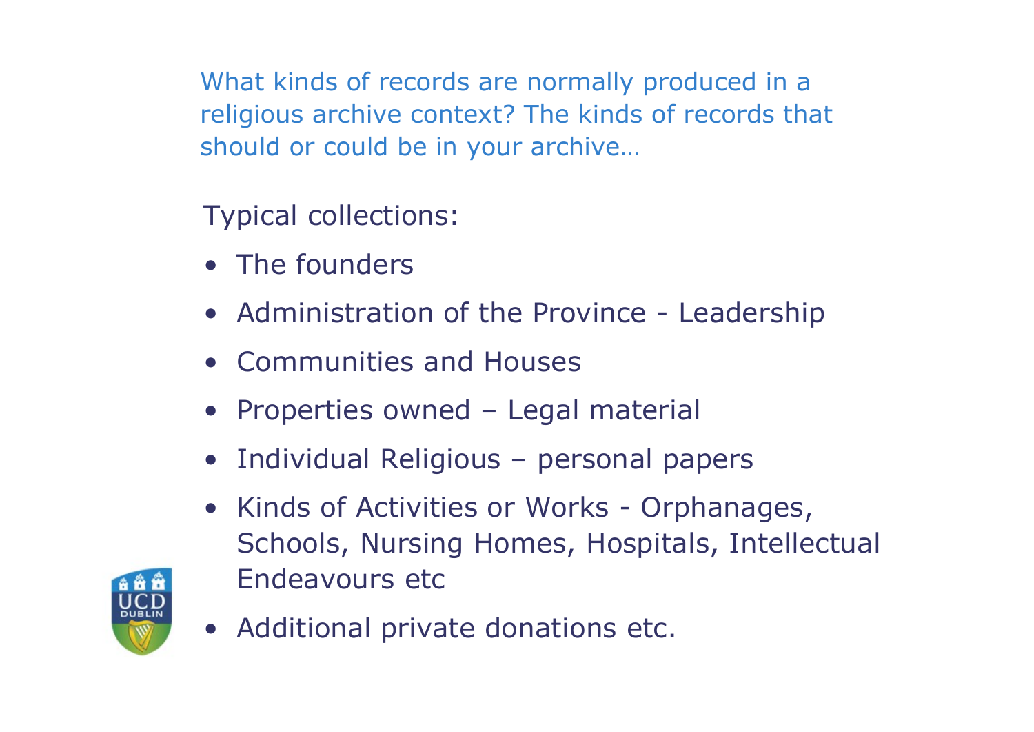What kinds of records are normally produced in a religious archive context? The kinds of records that should or could be in your archive…

Typical collections:

- The founders
- Administration of the Province - Leadership
- Communities and Houses
- Properties owned – Legal material
- Individual Religious – personal papers
- Kinds of Activities or Works - Orphanages, Schools, Nursing Homes, Hospitals, Intellectual Endeavours etc
- Additional private donations etc.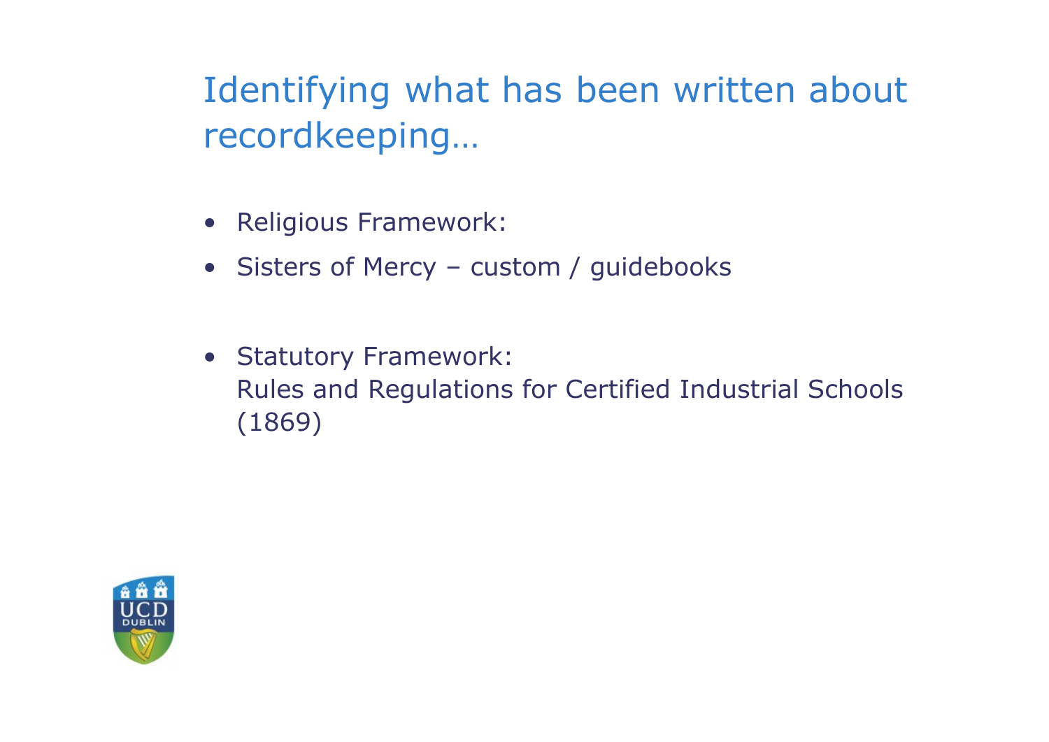# Identifying what has been written about recordkeeping…

- Religious Framework:
- Sisters of Mercy – custom / guidebooks

- Statutory Framework:
  Rules and Regulations for Certified Industrial Schools (1869)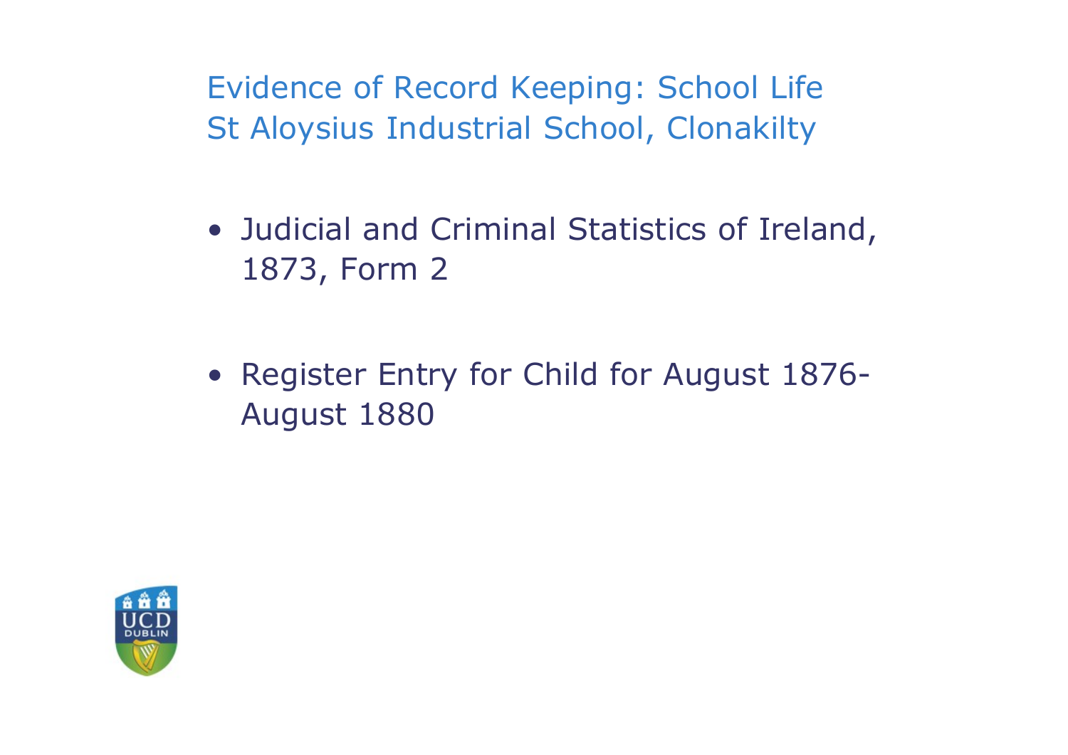## Evidence of Record Keeping: School Life
## St Aloysius Industrial School, Clonakilty

- Judicial and Criminal Statistics of Ireland, 1873, Form 2
- Register Entry for Child for August 1876-August 1880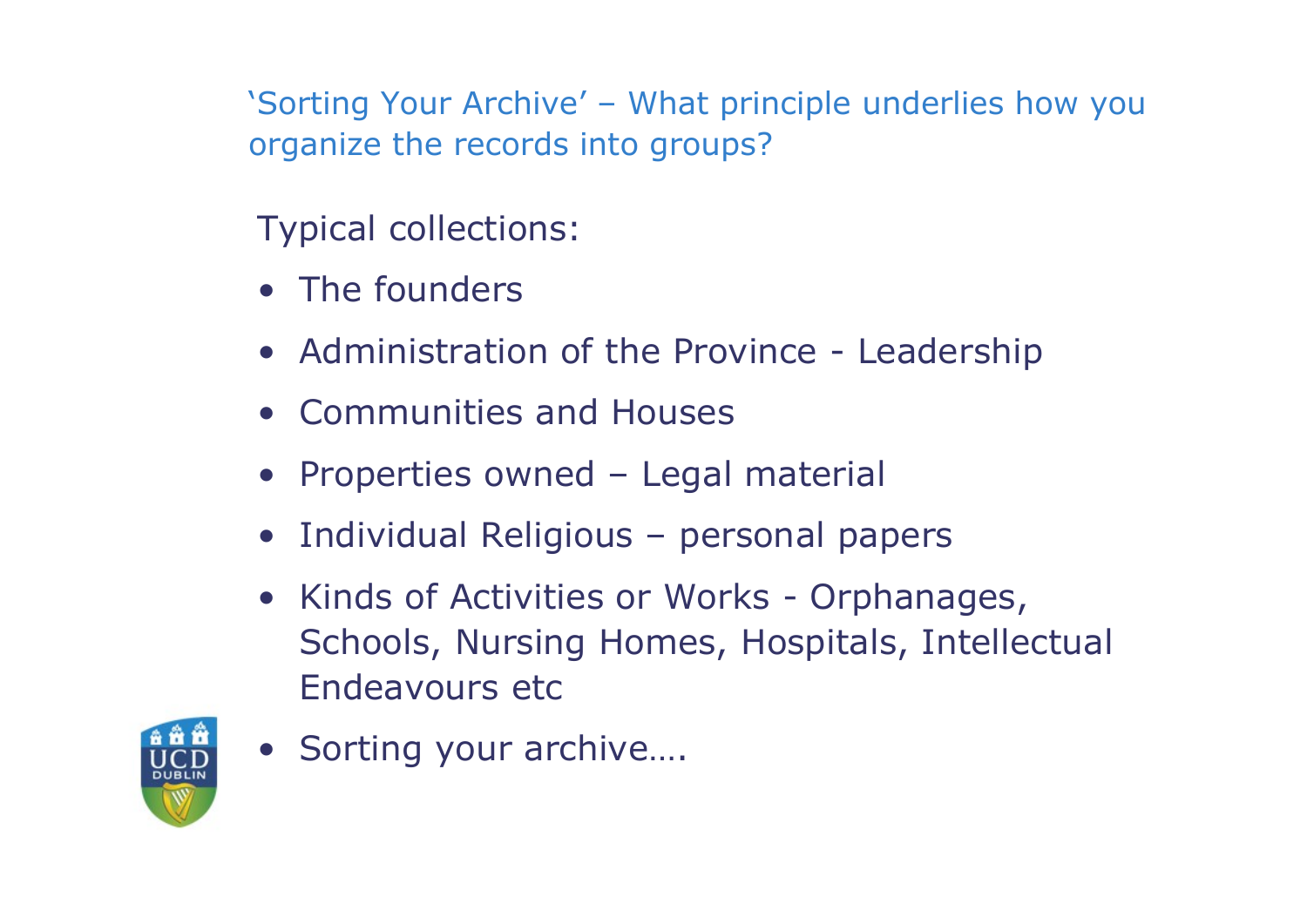## 'Sorting Your Archive' – What principle underlies how you organize the records into groups?

Typical collections:

- The founders
- Administration of the Province - Leadership
- Communities and Houses
- Properties owned – Legal material
- Individual Religious – personal papers
- Kinds of Activities or Works - Orphanages, Schools, Nursing Homes, Hospitals, Intellectual Endeavours etc
- Sorting your archive….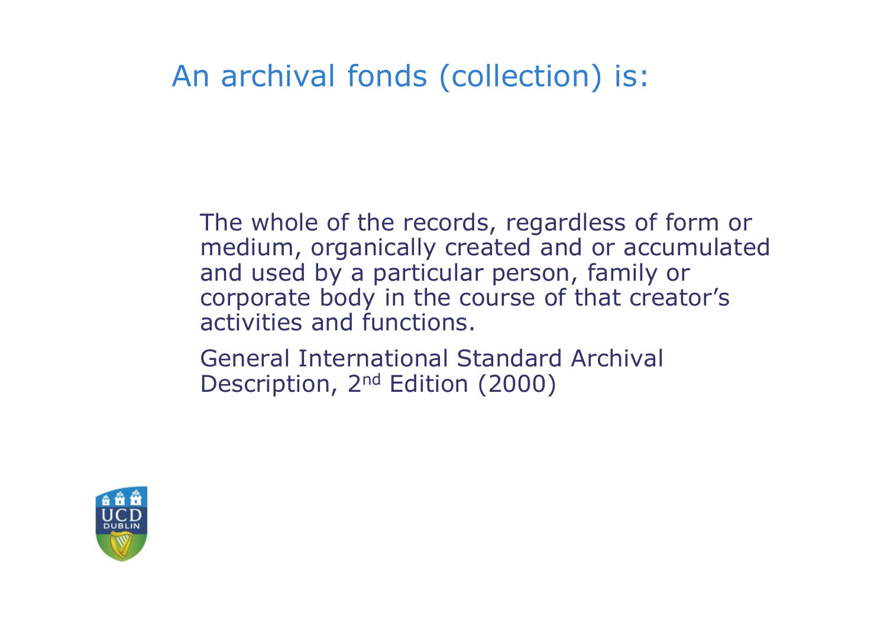# An archival fonds (collection) is:

The whole of the records, regardless of form or medium, organically created and or accumulated and used by a particular person, family or corporate body in the course of that creator's activities and functions.

General International Standard Archival Description, 2nd Edition (2000)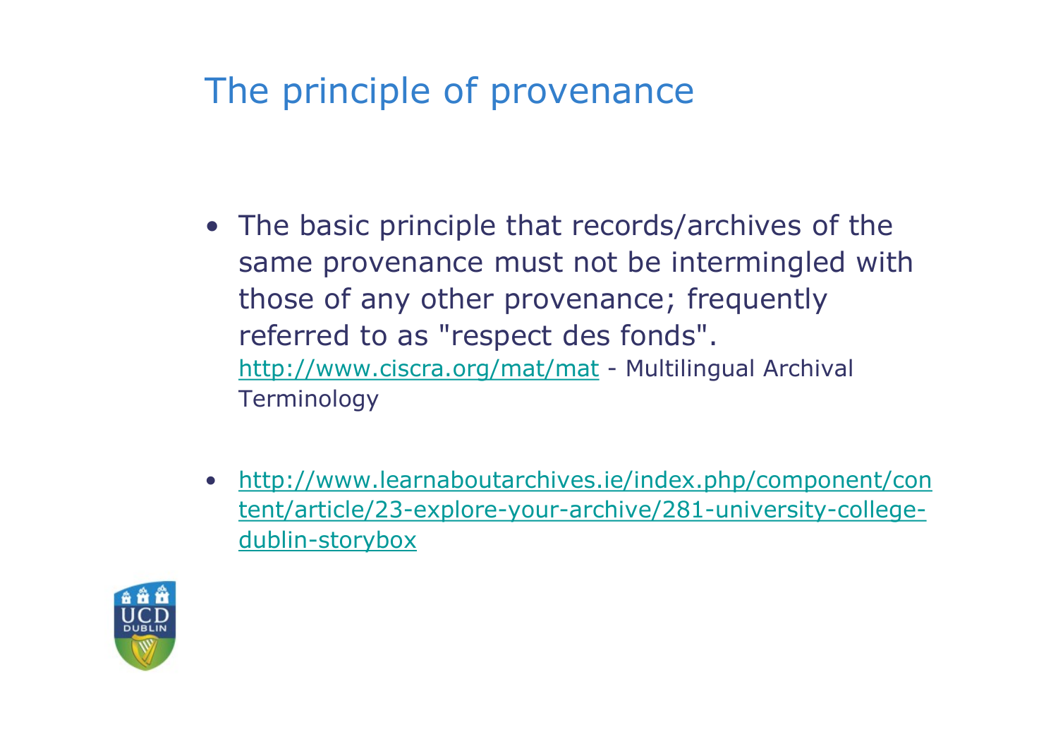# The principle of provenance

- The basic principle that records/archives of the same provenance must not be intermingled with those of any other provenance; frequently referred to as "respect des fonds".
  http://www.ciscra.org/mat/mat - Multilingual Archival Terminology

- http://www.learnaboutarchives.ie/index.php/component/content/article/23-explore-your-archive/281-university-college-dublin-storybox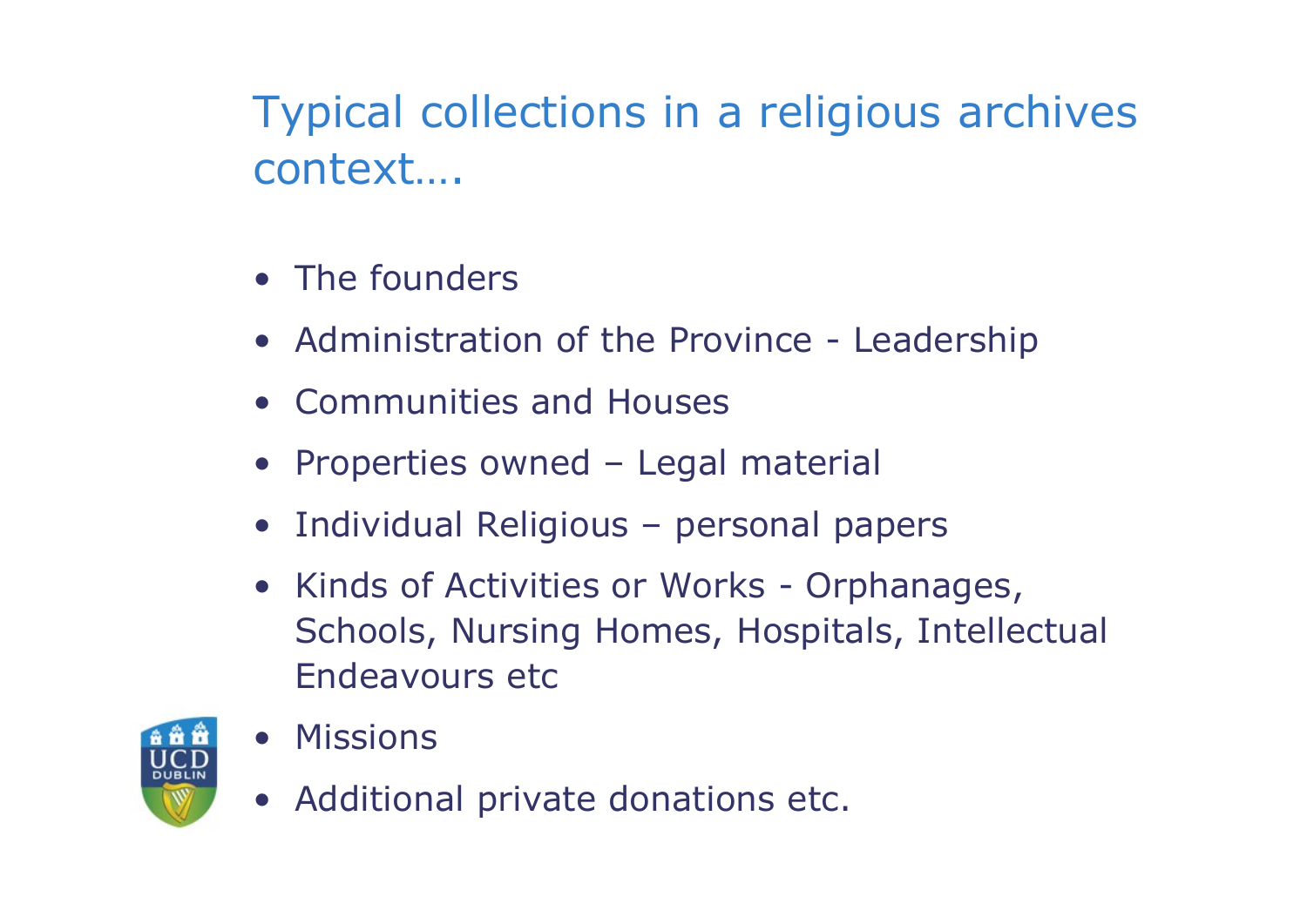# Typical collections in a religious archives context….

- The founders
- Administration of the Province - Leadership
- Communities and Houses
- Properties owned – Legal material
- Individual Religious – personal papers
- Kinds of Activities or Works - Orphanages, Schools, Nursing Homes, Hospitals, Intellectual Endeavours etc
- Missions
- Additional private donations etc.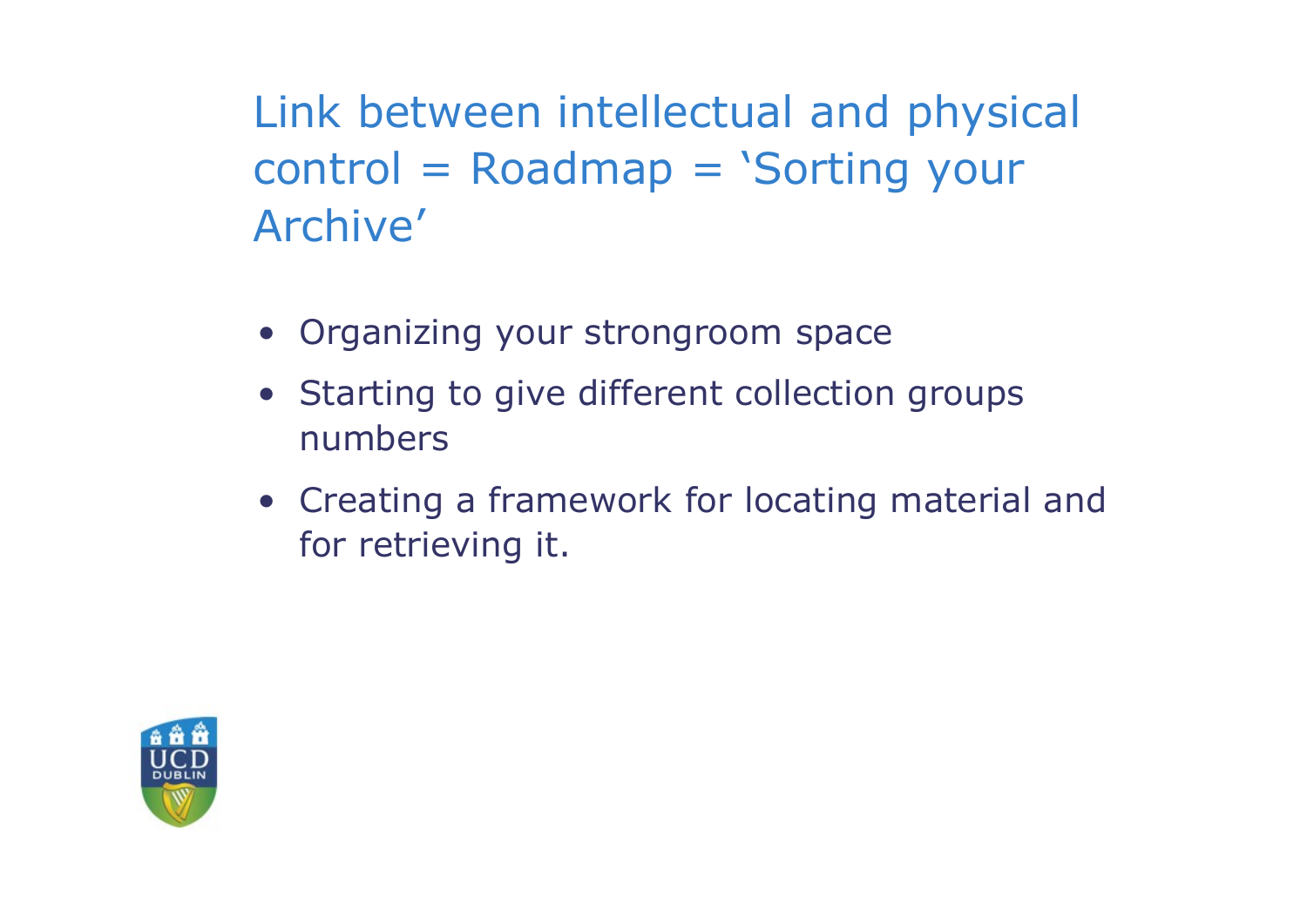# Link between intellectual and physical control = Roadmap = 'Sorting your Archive'

- Organizing your strongroom space
- Starting to give different collection groups numbers
- Creating a framework for locating material and for retrieving it.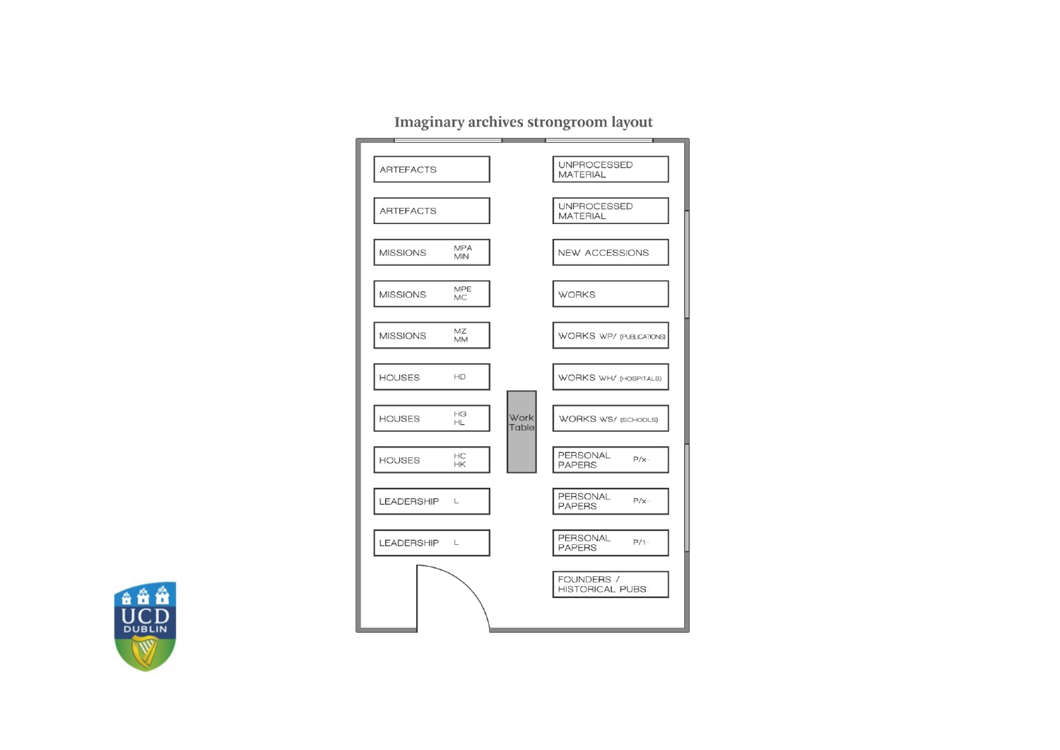# Imaginary archives strongroom layout

ARTEFACTS

ARTEFACTS

MISSIONS MPA MIN

MISSIONS MPE MC

MISSIONS MZ MM

HOUSES HD

HOUSES HG HL

HOUSES HC HK

LEADERSHIP L

LEADERSHIP L

Work Table

UNPROCESSED MATERIAL

UNPROCESSED MATERIAL

NEW ACCESSIONS

WORKS

WORKS WP/ (PUBLICATIONS)

WORKS WH/ (HOSPITALS)

WORKS WS/ (SCHOOLS)

PERSONAL PAPERS P/x

PERSONAL PAPERS P/x

PERSONAL PAPERS P/1

FOUNDERS / HISTORICAL PUBS.

UCD DUBLIN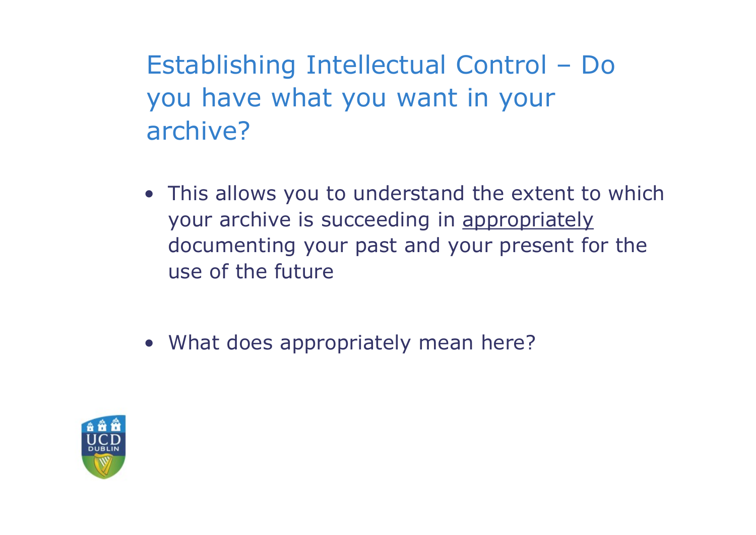# Establishing Intellectual Control – Do you have what you want in your archive?

- This allows you to understand the extent to which your archive is succeeding in <u>appropriately</u> documenting your past and your present for the use of the future

- What does appropriately mean here?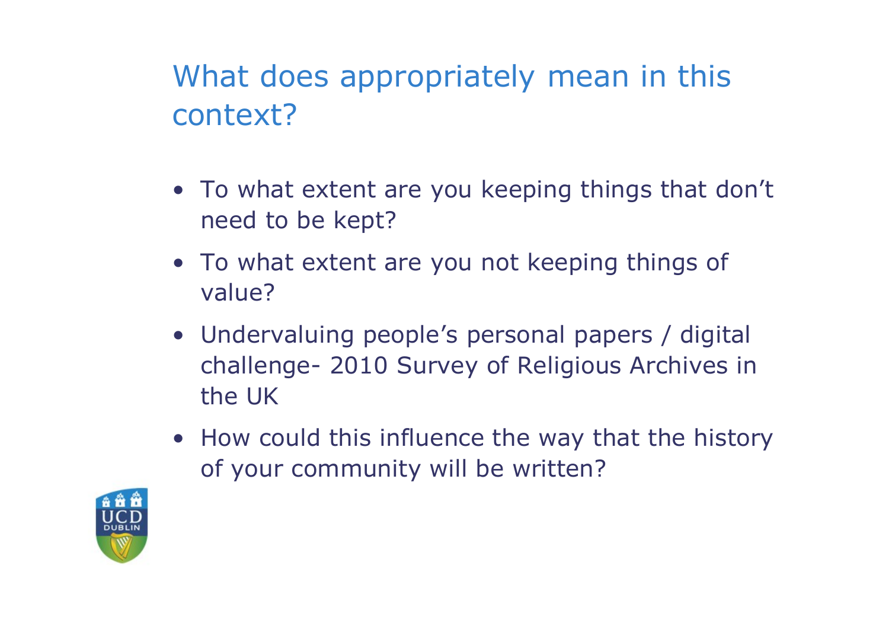# What does appropriately mean in this context?

- To what extent are you keeping things that don’t need to be kept?
- To what extent are you not keeping things of value?
- Undervaluing people’s personal papers / digital challenge- 2010 Survey of Religious Archives in the UK
- How could this influence the way that the history of your community will be written?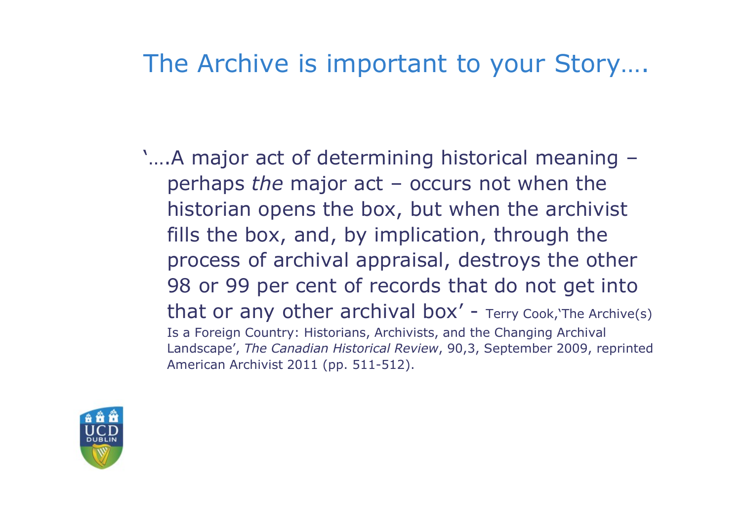# The Archive is important to your Story….

'….A major act of determining historical meaning – perhaps *the* major act – occurs not when the historian opens the box, but when the archivist fills the box, and, by implication, through the process of archival appraisal, destroys the other 98 or 99 per cent of records that do not get into that or any other archival box' - Terry Cook,'The Archive(s) Is a Foreign Country: Historians, Archivists, and the Changing Archival Landscape', *The Canadian Historical Review*, 90,3, September 2009, reprinted American Archivist 2011 (pp. 511-512).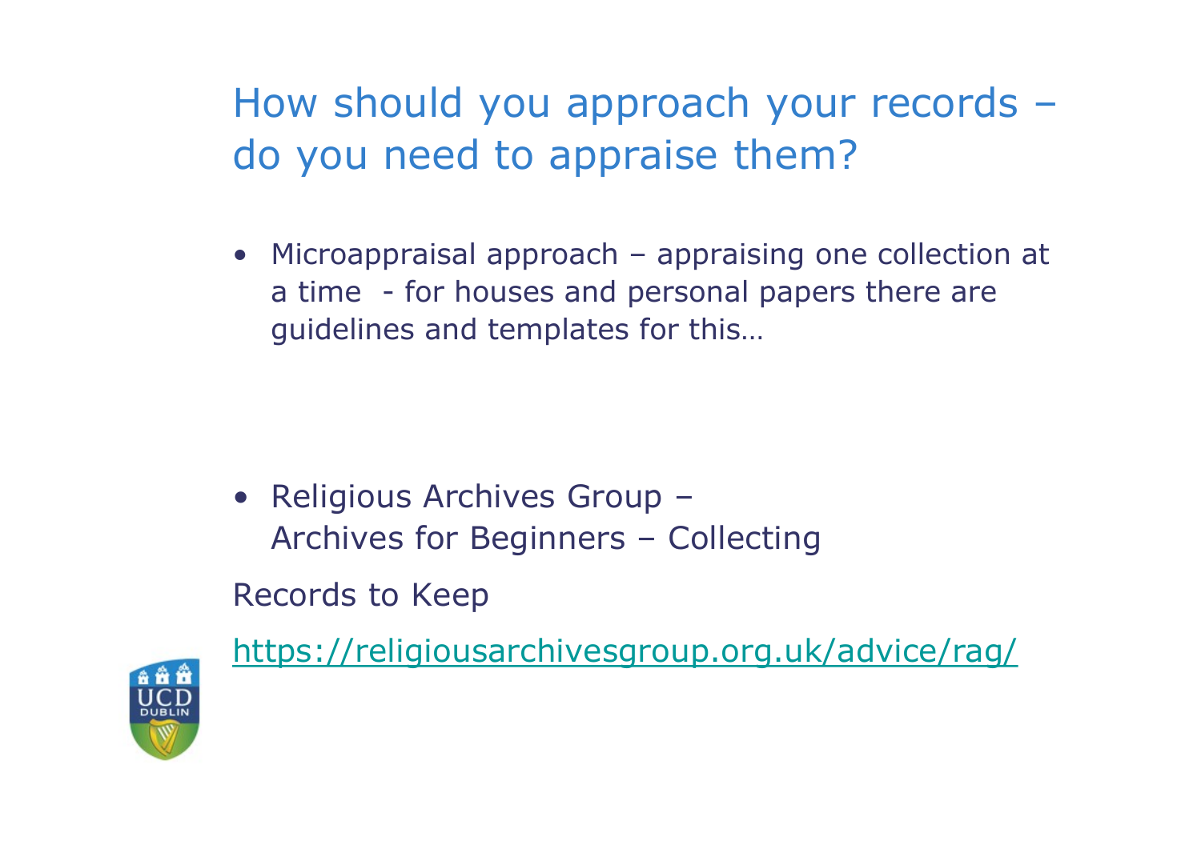# How should you approach your records – do you need to appraise them?

- Microappraisal approach – appraising one collection at a time - for houses and personal papers there are guidelines and templates for this…

- Religious Archives Group – Archives for Beginners – Collecting

Records to Keep

https://religiousarchivesgroup.org.uk/advice/rag/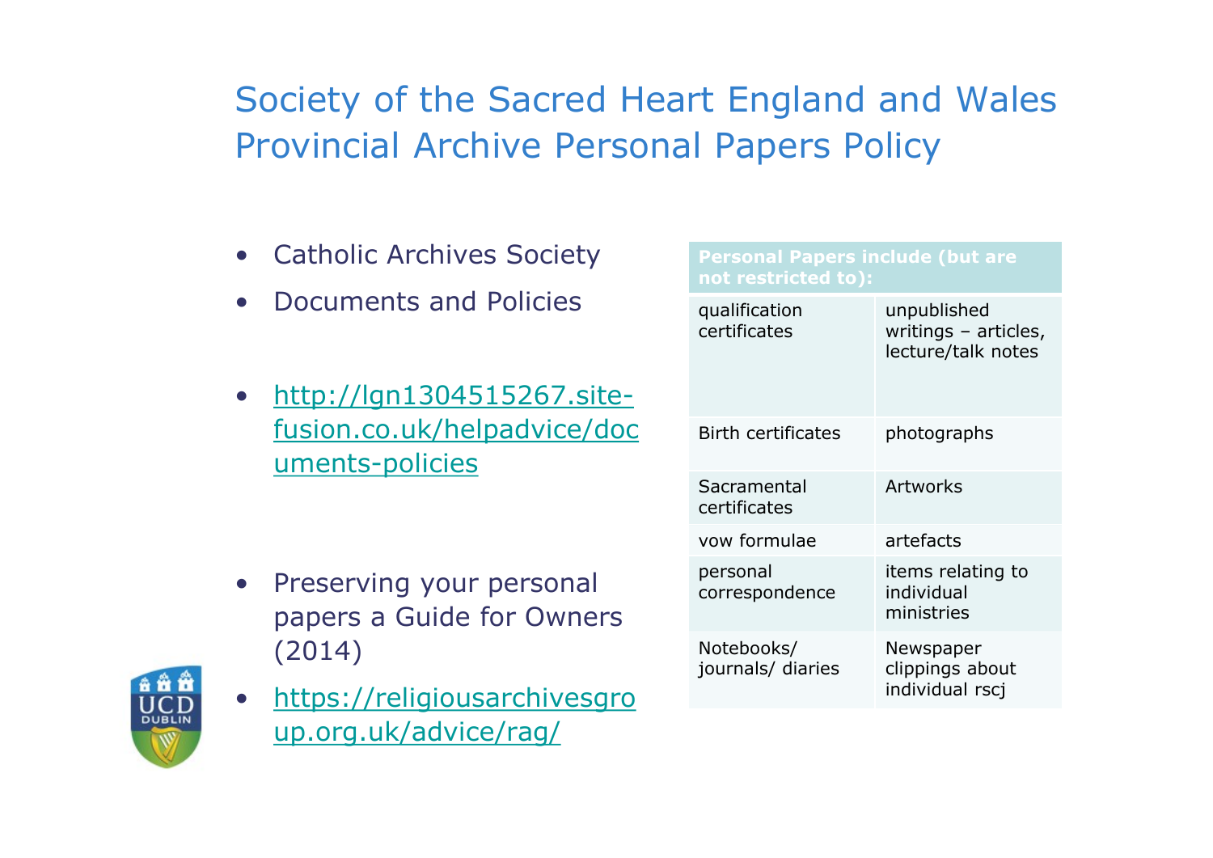# Society of the Sacred Heart England and Wales Provincial Archive Personal Papers Policy

- Catholic Archives Society
- Documents and Policies
- http://lgn1304515267.site-fusion.co.uk/helpadvice/documents-policies
- Preserving your personal papers a Guide for Owners (2014)
- https://religiousarchivesgroup.org.uk/advice/rag/

| **Personal Papers include (but are not restricted to):** | |
|---|---|
| qualification certificates | unpublished writings – articles, lecture/talk notes |
| Birth certificates | photographs |
| Sacramental certificates | Artworks |
| vow formulae | artefacts |
| personal correspondence | items relating to individual ministries |
| Notebooks/ journals/ diaries | Newspaper clippings about individual rscj |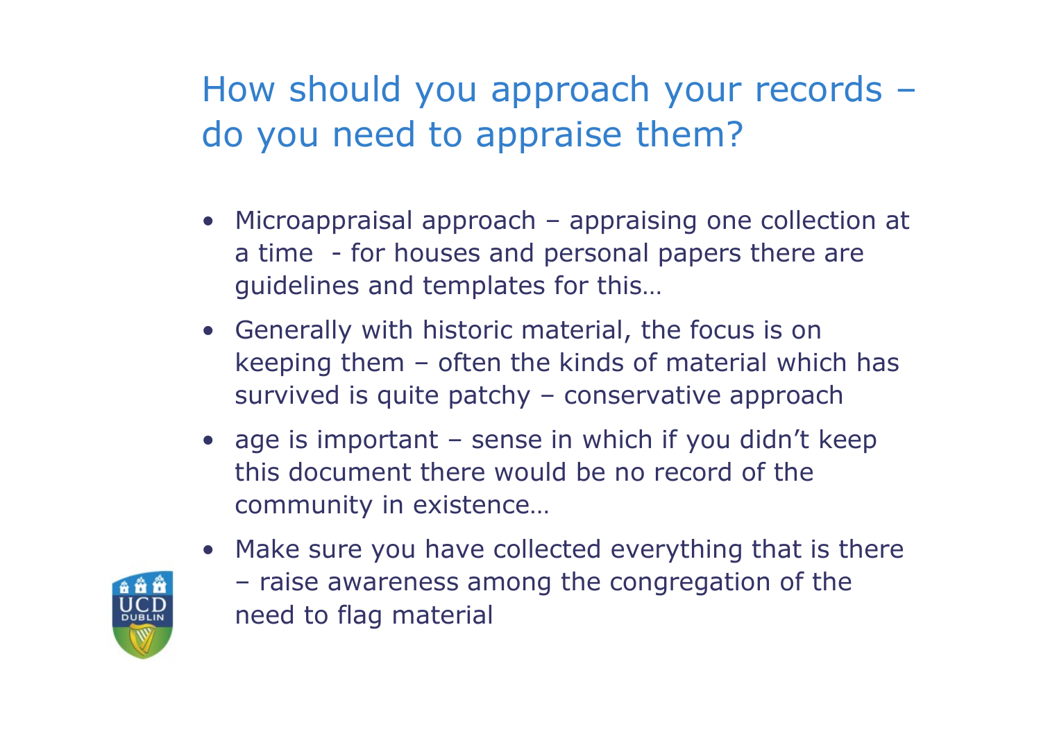# How should you approach your records – do you need to appraise them?

- Microappraisal approach – appraising one collection at a time - for houses and personal papers there are guidelines and templates for this…
- Generally with historic material, the focus is on keeping them – often the kinds of material which has survived is quite patchy – conservative approach
- age is important – sense in which if you didn't keep this document there would be no record of the community in existence…
- Make sure you have collected everything that is there – raise awareness among the congregation of the need to flag material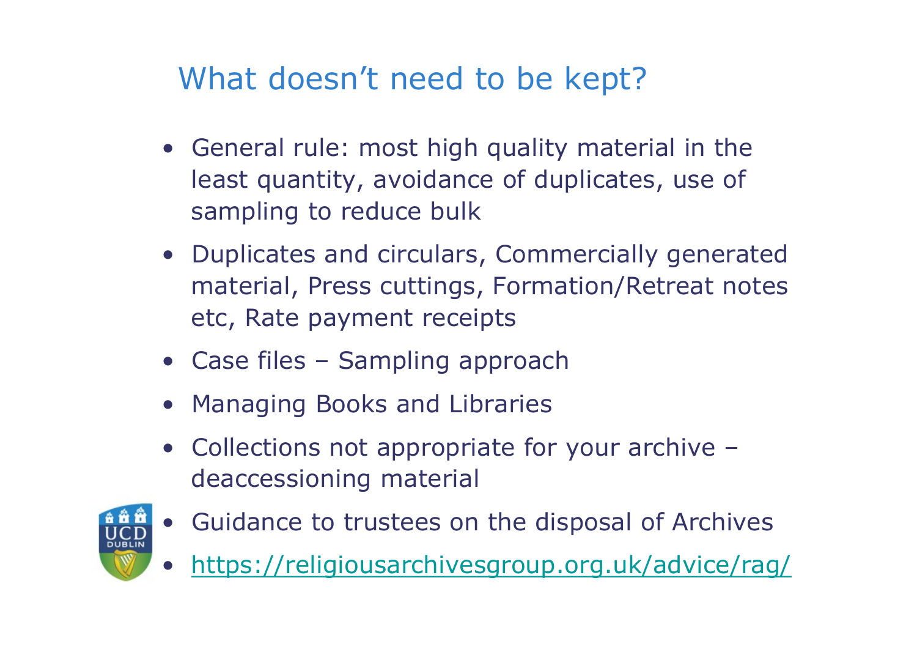# What doesn't need to be kept?

- General rule: most high quality material in the least quantity, avoidance of duplicates, use of sampling to reduce bulk
- Duplicates and circulars, Commercially generated material, Press cuttings, Formation/Retreat notes etc, Rate payment receipts
- Case files – Sampling approach
- Managing Books and Libraries
- Collections not appropriate for your archive – deaccessioning material
- Guidance to trustees on the disposal of Archives
- https://religiousarchivesgroup.org.uk/advice/rag/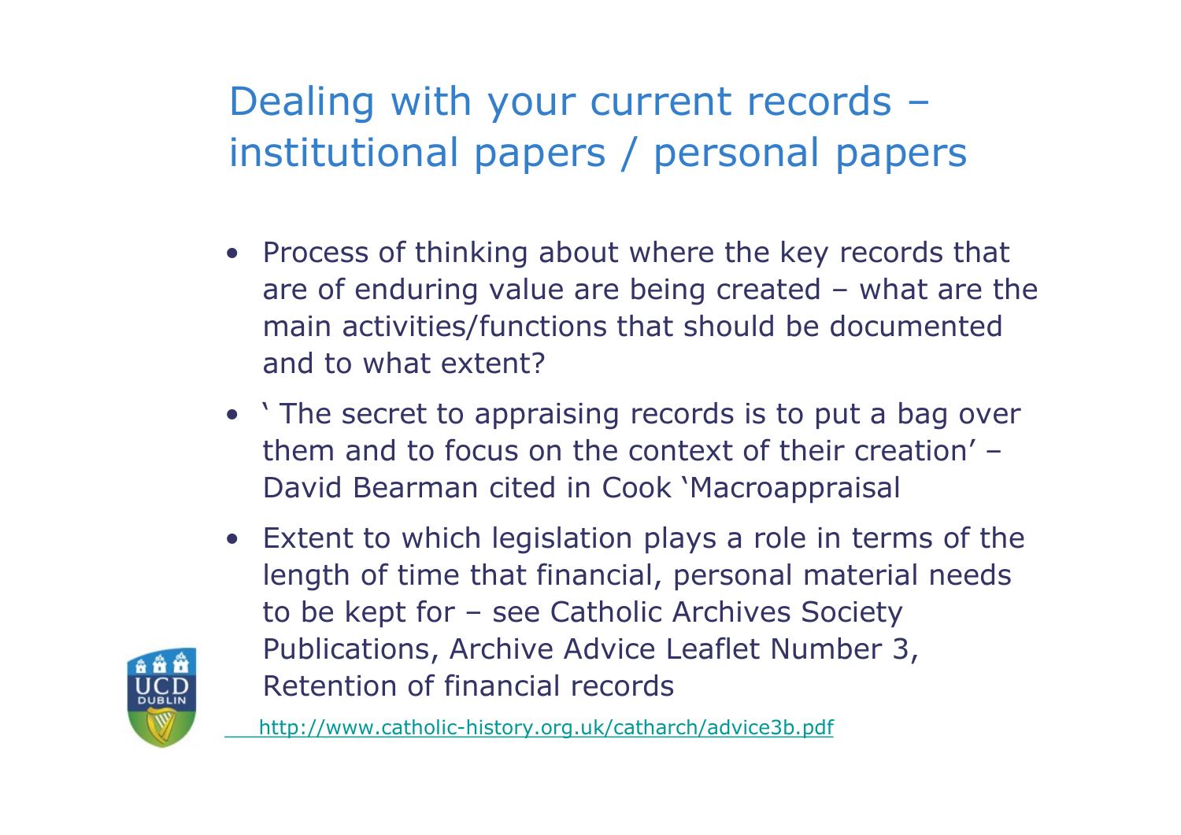# Dealing with your current records – institutional papers / personal papers

- Process of thinking about where the key records that are of enduring value are being created – what are the main activities/functions that should be documented and to what extent?
- ' The secret to appraising records is to put a bag over them and to focus on the context of their creation' – David Bearman cited in Cook 'Macroappraisal
- Extent to which legislation plays a role in terms of the length of time that financial, personal material needs to be kept for – see Catholic Archives Society Publications, Archive Advice Leaflet Number 3, Retention of financial records

  http://www.catholic-history.org.uk/catharch/advice3b.pdf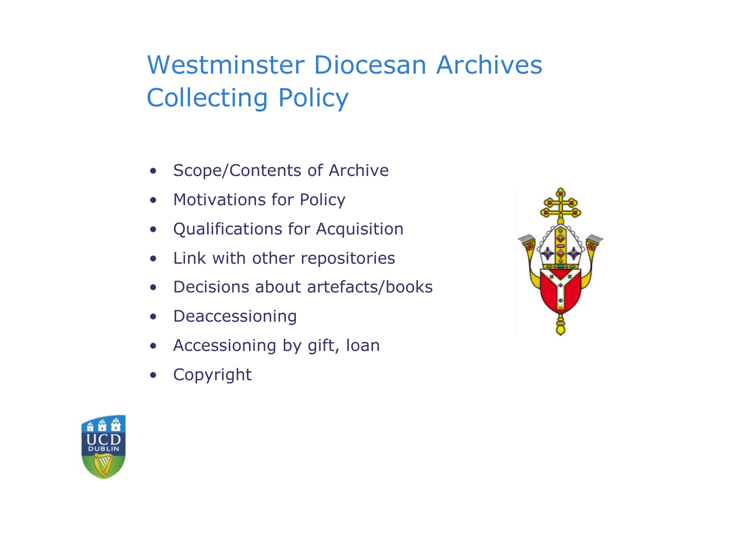# Westminster Diocesan Archives Collecting Policy

- Scope/Contents of Archive
- Motivations for Policy
- Qualifications for Acquisition
- Link with other repositories
- Decisions about artefacts/books
- Deaccessioning
- Accessioning by gift, loan
- Copyright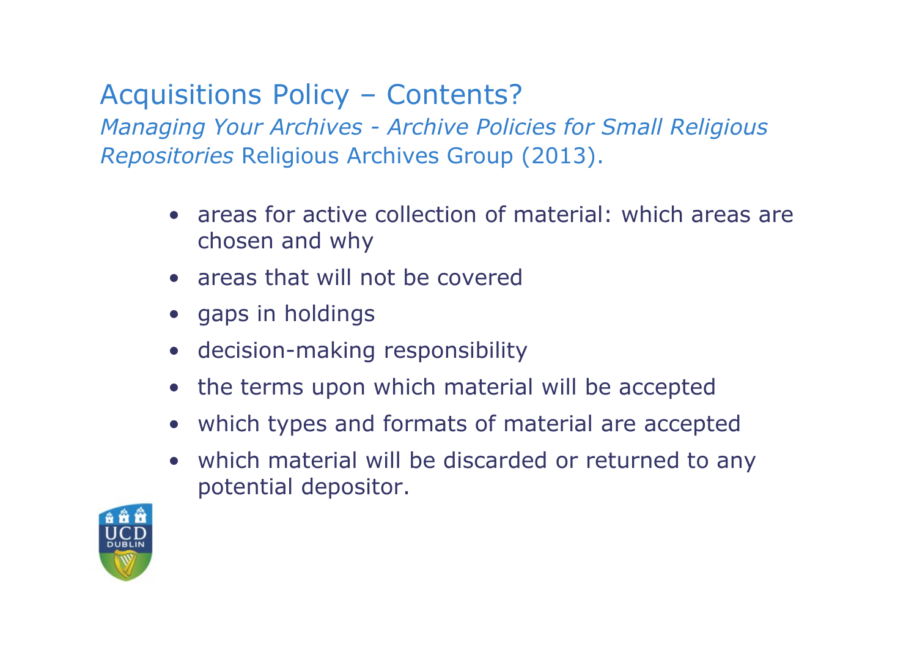## Acquisitions Policy – Contents?

*Managing Your Archives - Archive Policies for Small Religious Repositories* Religious Archives Group (2013).

- areas for active collection of material: which areas are chosen and why
- areas that will not be covered
- gaps in holdings
- decision-making responsibility
- the terms upon which material will be accepted
- which types and formats of material are accepted
- which material will be discarded or returned to any potential depositor.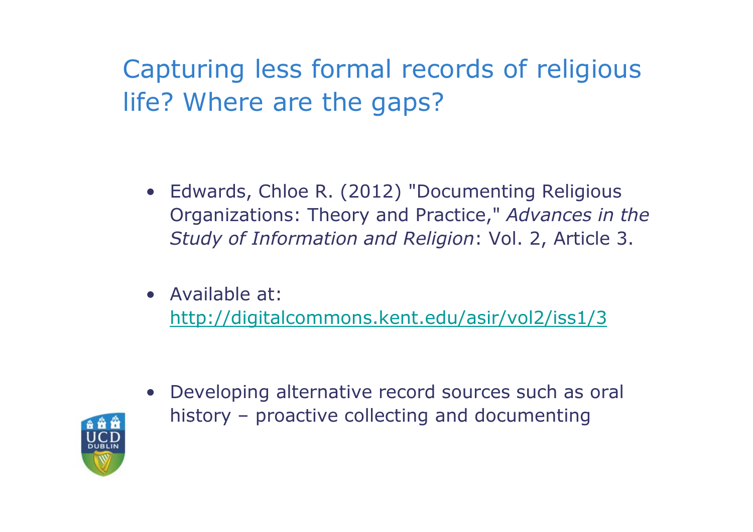# Capturing less formal records of religious life? Where are the gaps?

- Edwards, Chloe R. (2012) "Documenting Religious Organizations: Theory and Practice," *Advances in the Study of Information and Religion*: Vol. 2, Article 3.

- Available at: http://digitalcommons.kent.edu/asir/vol2/iss1/3

- Developing alternative record sources such as oral history – proactive collecting and documenting